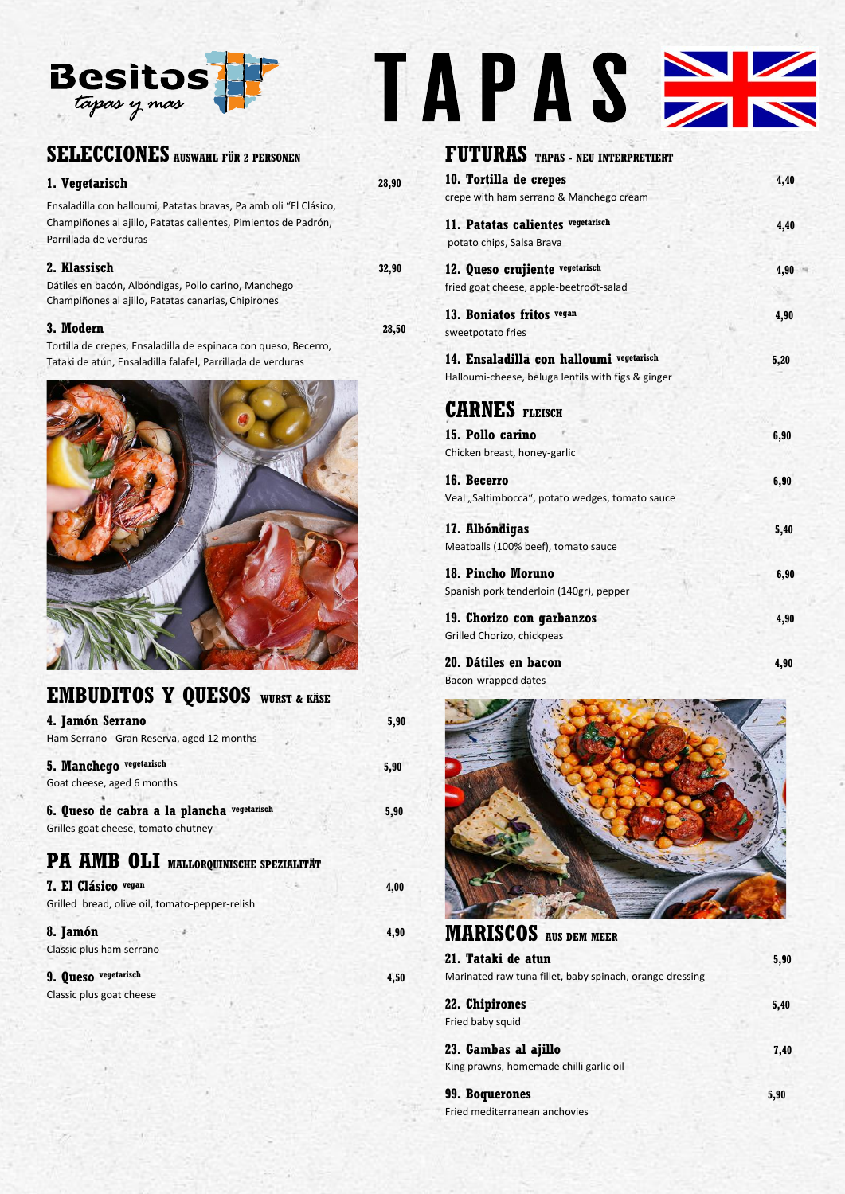Besitos
tapas y mas

# TAPAS

## SELECCIONES AUSWAHL FÜR 2 PERSONEN

**1. Vegetarisch** 28,90
Ensaladilla con halloumi, Patatas bravas, Pa amb oli "El Clásico, Champiñones al ajillo, Patatas calientes, Pimientos de Padrón, Parrillada de verduras

**2. Klassisch** 32,90
Dátiles en bacón, Albóndigas, Pollo carino, Manchego Champiñones al ajillo, Patatas canarias, Chipirones

**3. Modern** 28,50
Tortilla de crepes, Ensaladilla de espinaca con queso, Becerro, Tataki de atún, Ensaladilla falafel, Parrillada de verduras

## EMBUDITOS Y QUESOS WURST & KÄSE

**4. Jamón Serrano** 5,90
Ham Serrano - Gran Reserva, aged 12 months

**5. Manchego** vegetarisch 5,90
Goat cheese, aged 6 months

**6. Queso de cabra a la plancha** vegetarisch 5,90
Grilles goat cheese, tomato chutney

## PA AMB OLI MALLORQUINISCHE SPEZIALITÄT

**7. El Clásico** vegan 4,00
Grilled bread, olive oil, tomato-pepper-relish

**8. Jamón** 4,90
Classic plus ham serrano

**9. Queso** vegetarisch 4,50
Classic plus goat cheese

## FUTURAS TAPAS - NEU INTERPRETIERT

**10. Tortilla de crepes** 4,40
crepe with ham serrano & Manchego cream

**11. Patatas calientes** vegetarisch 4,40
potato chips, Salsa Brava

**12. Queso crujiente** vegetarisch 4,90
fried goat cheese, apple-beetroot-salad

**13. Boniatos fritos** vegan 4,90
sweetpotato fries

**14. Ensaladilla con halloumi** vegetarisch 5,20
Halloumi-cheese, beluga lentils with figs & ginger

## CARNES FLEISCH

**15. Pollo carino** 6,90
Chicken breast, honey-garlic

**16. Becerro** 6,90
Veal „Saltimbocca", potato wedges, tomato sauce

**17. Albóndigas** 5,40
Meatballs (100% beef), tomato sauce

**18. Pincho Moruno** 6,90
Spanish pork tenderloin (140gr), pepper

**19. Chorizo con garbanzos** 4,90
Grilled Chorizo, chickpeas

**20. Dátiles en bacon** 4,90
Bacon-wrapped dates

## MARISCOS AUS DEM MEER

**21. Tataki de atun** 5,90
Marinated raw tuna fillet, baby spinach, orange dressing

**22. Chipirones** 5,40
Fried baby squid

**23. Gambas al ajillo** 7,40
King prawns, homemade chilli garlic oil

**99. Boquerones** 5,90
Fried mediterranean anchovies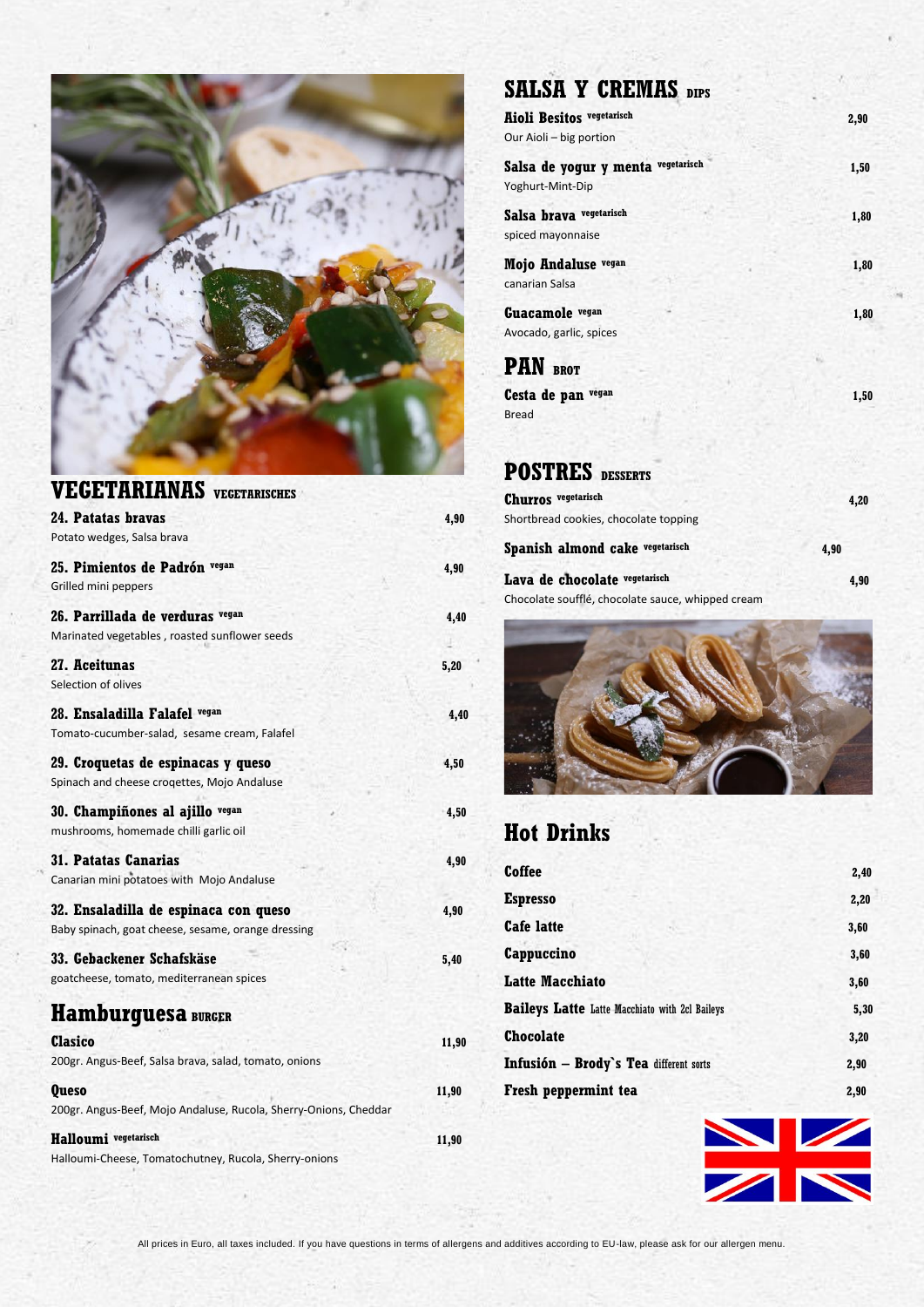## VEGETARIANAS VEGETARISCHES

**24. Patatas bravas** — 4,90
Potato wedges, Salsa brava

**25. Pimientos de Padrón** vegan — 4,90
Grilled mini peppers

**26. Parrillada de verduras** vegan — 4,40
Marinated vegetables , roasted sunflower seeds

**27. Aceitunas** — 5,20
Selection of olives

**28. Ensaladilla Falafel** vegan — 4,40
Tomato-cucumber-salad, sesame cream, Falafel

**29. Croquetas de espinacas y queso** — 4,50
Spinach and cheese croqettes, Mojo Andaluse

**30. Champiñones al ajillo** vegan — 4,50
mushrooms, homemade chilli garlic oil

**31. Patatas Canarias** — 4,90
Canarian mini potatoes with Mojo Andaluse

**32. Ensaladilla de espinaca con queso** — 4,90
Baby spinach, goat cheese, sesame, orange dressing

**33. Gebackener Schafskäse** — 5,40
goatcheese, tomato, mediterranean spices

## Hamburguesa BURGER

**Clasico** — 11,90
200gr. Angus-Beef, Salsa brava, salad, tomato, onions

**Queso** — 11,90
200gr. Angus-Beef, Mojo Andaluse, Rucola, Sherry-Onions, Cheddar

**Halloumi** vegetarisch — 11,90
Halloumi-Cheese, Tomatochutney, Rucola, Sherry-onions

## SALSA Y CREMAS DIPS

**Aioli Besitos** vegetarisch — 2,90
Our Aioli – big portion

**Salsa de yogur y menta** vegetarisch — 1,50
Yoghurt-Mint-Dip

**Salsa brava** vegetarisch — 1,80
spiced mayonnaise

**Mojo Andaluse** vegan — 1,80
canarian Salsa

**Guacamole** vegan — 1,80
Avocado, garlic, spices

## PAN BROT

**Cesta de pan** vegan — 1,50
Bread

## POSTRES DESSERTS

**Churros** vegetarisch — 4,20
Shortbread cookies, chocolate topping

**Spanish almond cake** vegetarisch — 4,90

**Lava de chocolate** vegetarisch — 4,90
Chocolate soufflé, chocolate sauce, whipped cream

## Hot Drinks

| | |
|---|---|
| Coffee | 2,40 |
| Espresso | 2,20 |
| Cafe latte | 3,60 |
| Cappuccino | 3,60 |
| Latte Macchiato | 3,60 |
| Baileys Latte Latte Macchiato with 2cl Baileys | 5,30 |
| Chocolate | 3,20 |
| Infusión – Brody`s Tea different sorts | 2,90 |
| Fresh peppermint tea | 2,90 |

All prices in Euro, all taxes included. If you have questions in terms of allergens and additives according to EU-law, please ask for our allergen menu.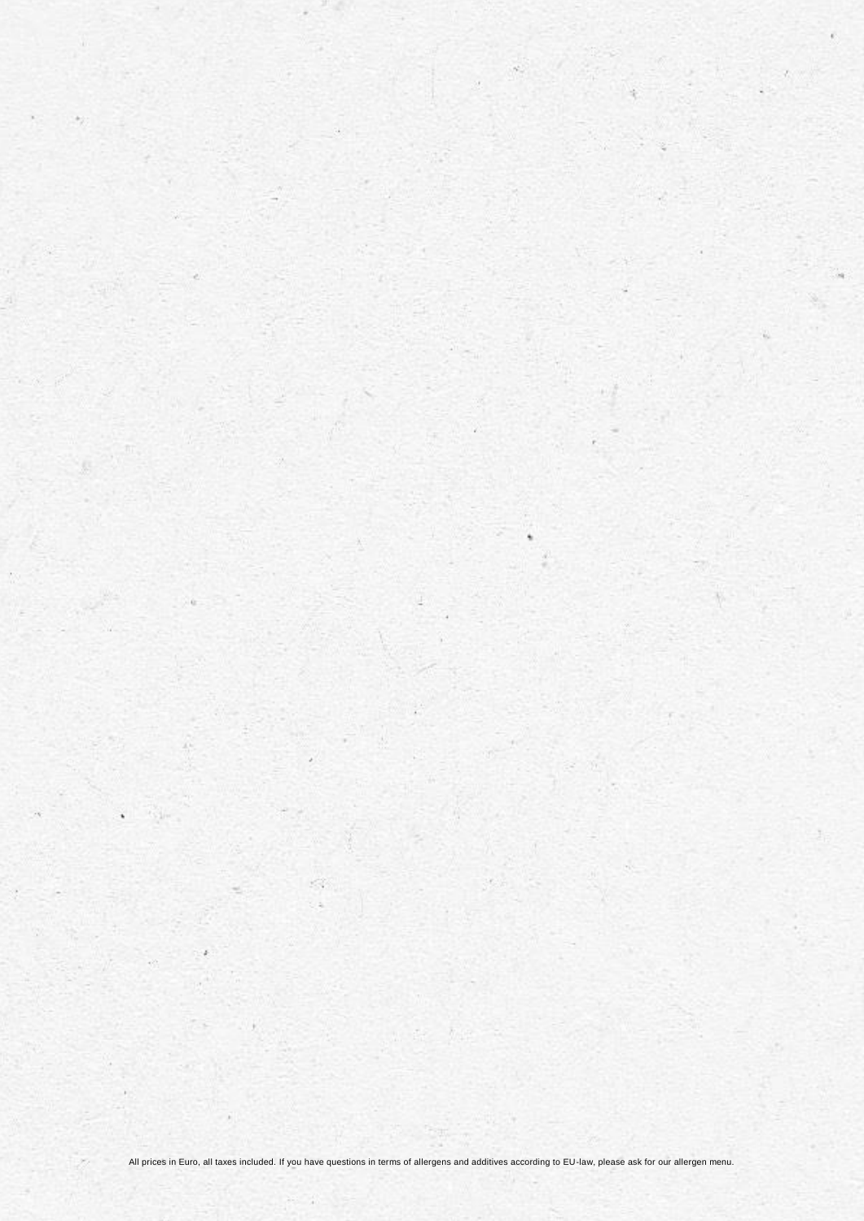All prices in Euro, all taxes included. If you have questions in terms of allergens and additives according to EU-law, please ask for our allergen menu.